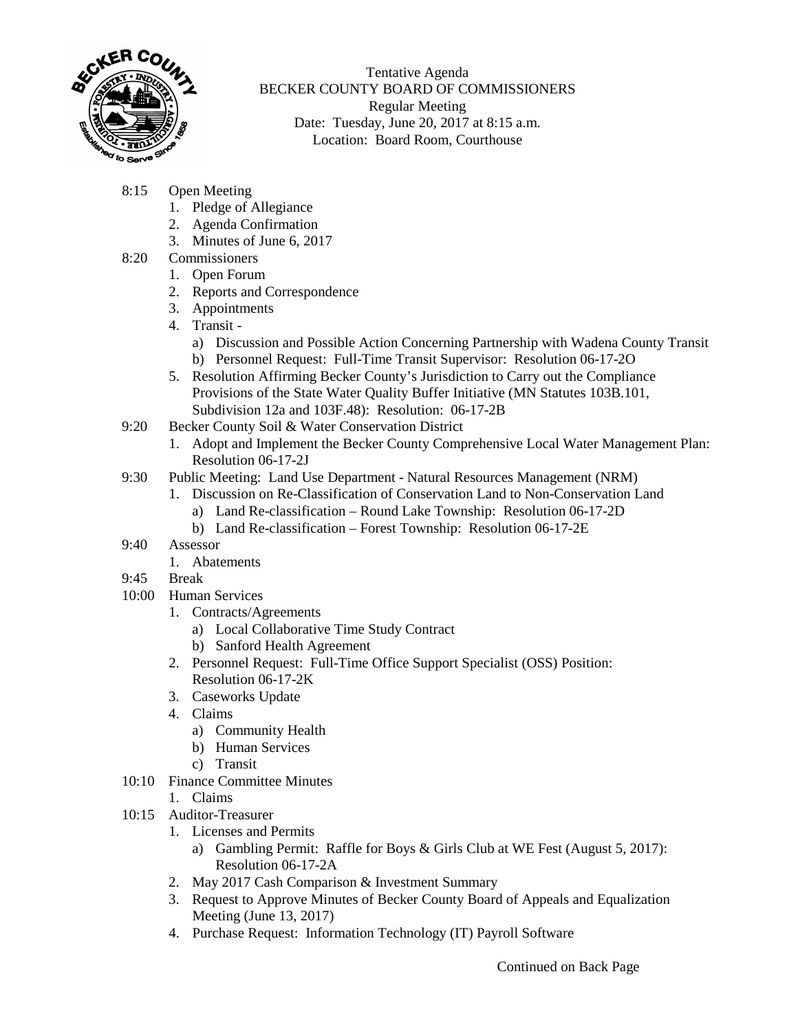Tentative Agenda
BECKER COUNTY BOARD OF COMMISSIONERS
Regular Meeting
Date: Tuesday, June 20, 2017 at 8:15 a.m.
Location: Board Room, Courthouse

8:15 Open Meeting
1. Pledge of Allegiance
2. Agenda Confirmation
3. Minutes of June 6, 2017

8:20 Commissioners
1. Open Forum
2. Reports and Correspondence
3. Appointments
4. Transit -
   a) Discussion and Possible Action Concerning Partnership with Wadena County Transit
   b) Personnel Request: Full-Time Transit Supervisor: Resolution 06-17-2O
5. Resolution Affirming Becker County's Jurisdiction to Carry out the Compliance Provisions of the State Water Quality Buffer Initiative (MN Statutes 103B.101, Subdivision 12a and 103F.48): Resolution: 06-17-2B

9:20 Becker County Soil & Water Conservation District
1. Adopt and Implement the Becker County Comprehensive Local Water Management Plan: Resolution 06-17-2J

9:30 Public Meeting: Land Use Department - Natural Resources Management (NRM)
1. Discussion on Re-Classification of Conservation Land to Non-Conservation Land
   a) Land Re-classification – Round Lake Township: Resolution 06-17-2D
   b) Land Re-classification – Forest Township: Resolution 06-17-2E

9:40 Assessor
1. Abatements

9:45 Break

10:00 Human Services
1. Contracts/Agreements
   a) Local Collaborative Time Study Contract
   b) Sanford Health Agreement
2. Personnel Request: Full-Time Office Support Specialist (OSS) Position: Resolution 06-17-2K
3. Caseworks Update
4. Claims
   a) Community Health
   b) Human Services
   c) Transit

10:10 Finance Committee Minutes
1. Claims

10:15 Auditor-Treasurer
1. Licenses and Permits
   a) Gambling Permit: Raffle for Boys & Girls Club at WE Fest (August 5, 2017): Resolution 06-17-2A
2. May 2017 Cash Comparison & Investment Summary
3. Request to Approve Minutes of Becker County Board of Appeals and Equalization Meeting (June 13, 2017)
4. Purchase Request: Information Technology (IT) Payroll Software

Continued on Back Page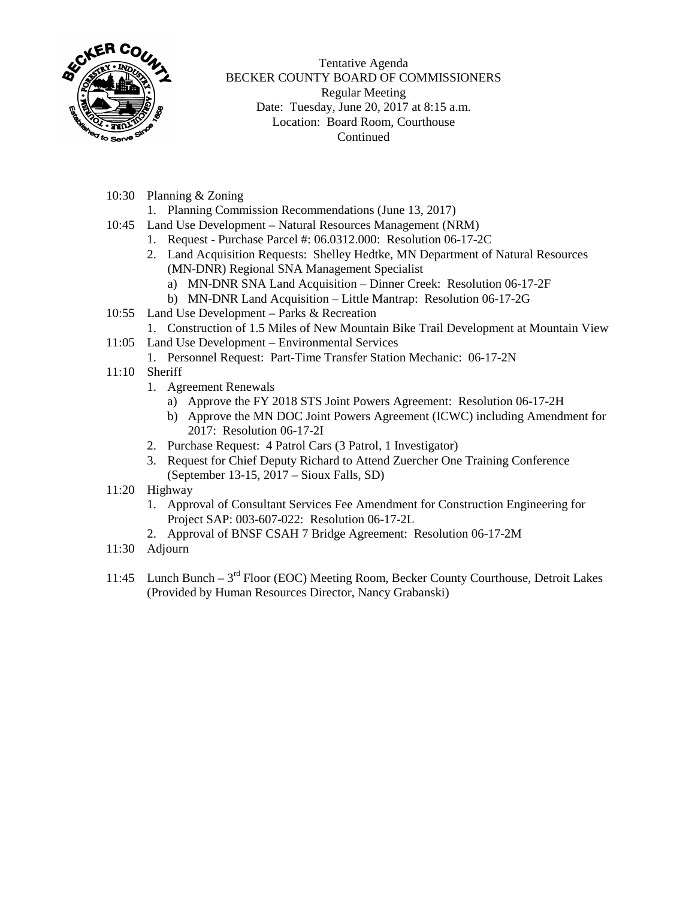Tentative Agenda
BECKER COUNTY BOARD OF COMMISSIONERS
Regular Meeting
Date: Tuesday, June 20, 2017 at 8:15 a.m.
Location: Board Room, Courthouse
Continued

10:30 Planning & Zoning
1. Planning Commission Recommendations (June 13, 2017)

10:45 Land Use Development – Natural Resources Management (NRM)
1. Request - Purchase Parcel #: 06.0312.000: Resolution 06-17-2C
2. Land Acquisition Requests: Shelley Hedtke, MN Department of Natural Resources (MN-DNR) Regional SNA Management Specialist
   a) MN-DNR SNA Land Acquisition – Dinner Creek: Resolution 06-17-2F
   b) MN-DNR Land Acquisition – Little Mantrap: Resolution 06-17-2G

10:55 Land Use Development – Parks & Recreation
1. Construction of 1.5 Miles of New Mountain Bike Trail Development at Mountain View

11:05 Land Use Development – Environmental Services
1. Personnel Request: Part-Time Transfer Station Mechanic: 06-17-2N

11:10 Sheriff
1. Agreement Renewals
   a) Approve the FY 2018 STS Joint Powers Agreement: Resolution 06-17-2H
   b) Approve the MN DOC Joint Powers Agreement (ICWC) including Amendment for 2017: Resolution 06-17-2I
2. Purchase Request: 4 Patrol Cars (3 Patrol, 1 Investigator)
3. Request for Chief Deputy Richard to Attend Zuercher One Training Conference (September 13-15, 2017 – Sioux Falls, SD)

11:20 Highway
1. Approval of Consultant Services Fee Amendment for Construction Engineering for Project SAP: 003-607-022: Resolution 06-17-2L
2. Approval of BNSF CSAH 7 Bridge Agreement: Resolution 06-17-2M

11:30 Adjourn

11:45 Lunch Bunch – 3rd Floor (EOC) Meeting Room, Becker County Courthouse, Detroit Lakes (Provided by Human Resources Director, Nancy Grabanski)